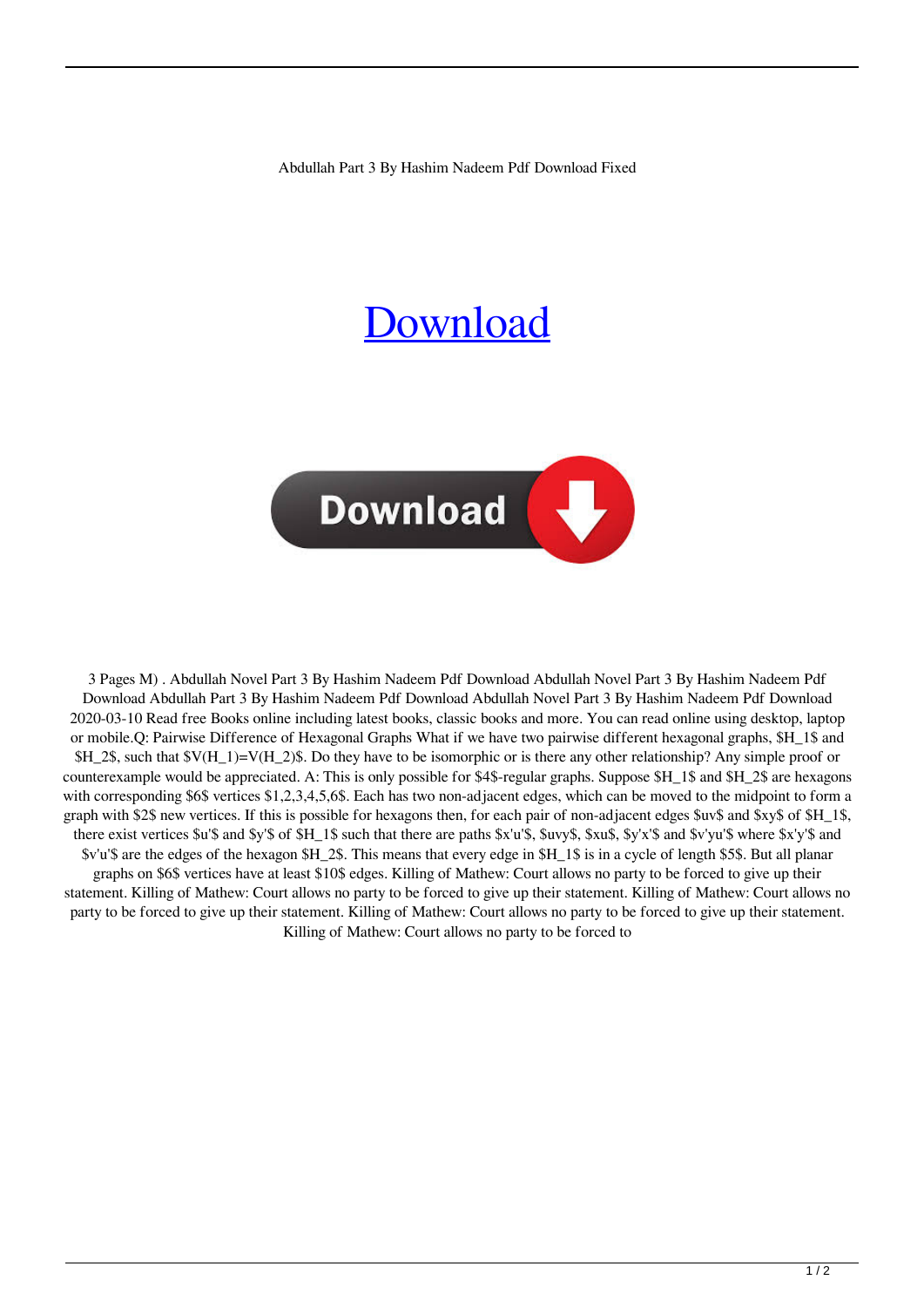Abdullah Part 3 By Hashim Nadeem Pdf Download Fixed

# Download

3 Pages M) . Abdullah Novel Part 3 By Hashim Nadeem Pdf Download Abdullah Novel Part 3 By Hashim Nadeem Pdf Download Abdullah Part 3 By Hashim Nadeem Pdf Download Abdullah Novel Part 3 By Hashim Nadeem Pdf Download 2020-03-10 Read free Books online including latest books, classic books and more. You can read online using desktop, laptop or mobile.Q: Pairwise Difference of Hexagonal Graphs What if we have two pairwise different hexagonal graphs, $H_1$ and $H_2$, such that $V(H_1)=V(H_2)$. Do they have to be isomorphic or is there any other relationship? Any simple proof or counterexample would be appreciated. A: This is only possible for $4$-regular graphs. Suppose $H_1$ and $H_2$ are hexagons with corresponding $6$ vertices $1,2,3,4,5,6$. Each has two non-adjacent edges, which can be moved to the midpoint to form a graph with $2$ new vertices. If this is possible for hexagons then, for each pair of non-adjacent edges $uv$ and $xy$ of $H_1$, there exist vertices $u'$ and $y'$ of $H_1$ such that there are paths $x'u'$, $uvy$, $xu$, $y'x'$ and $v'yu'$ where $x'y'$ and $v'u'$ are the edges of the hexagon $H_2$. This means that every edge in $H_1$ is in a cycle of length $5$. But all planar graphs on $6$ vertices have at least $10$ edges. Killing of Mathew: Court allows no party to be forced to give up their statement. Killing of Mathew: Court allows no party to be forced to give up their statement. Killing of Mathew: Court allows no party to be forced to give up their statement. Killing of Mathew: Court allows no party to be forced to give up their statement. Killing of Mathew: Court allows no party to be forced to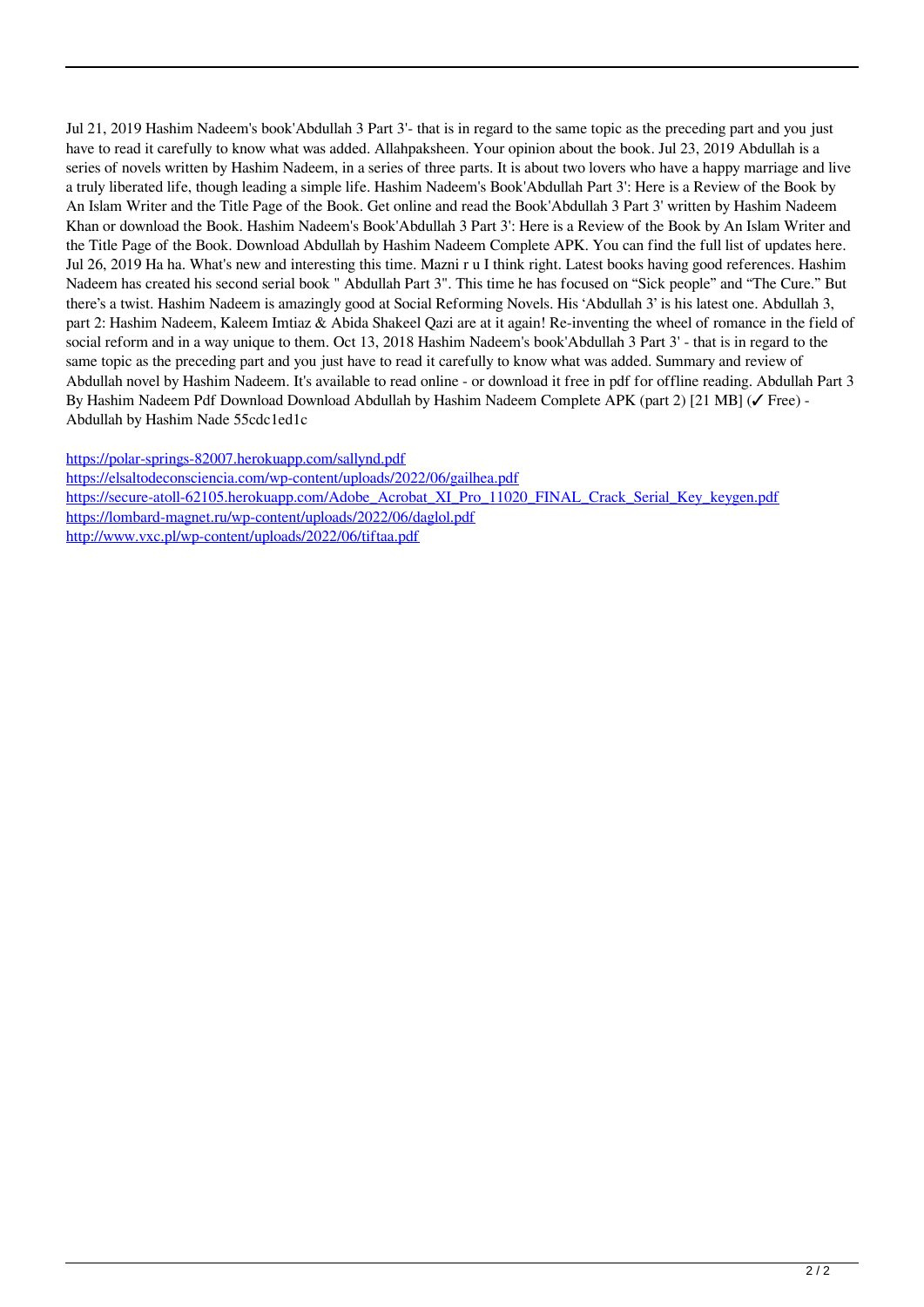Jul 21, 2019 Hashim Nadeem's book'Abdullah 3 Part 3'- that is in regard to the same topic as the preceding part and you just have to read it carefully to know what was added. Allahpaksheen. Your opinion about the book. Jul 23, 2019 Abdullah is a series of novels written by Hashim Nadeem, in a series of three parts. It is about two lovers who have a happy marriage and live a truly liberated life, though leading a simple life. Hashim Nadeem's Book'Abdullah Part 3': Here is a Review of the Book by An Islam Writer and the Title Page of the Book. Get online and read the Book'Abdullah 3 Part 3' written by Hashim Nadeem Khan or download the Book. Hashim Nadeem's Book'Abdullah 3 Part 3': Here is a Review of the Book by An Islam Writer and the Title Page of the Book. Download Abdullah by Hashim Nadeem Complete APK. You can find the full list of updates here. Jul 26, 2019 Ha ha. What's new and interesting this time. Mazni r u I think right. Latest books having good references. Hashim Nadeem has created his second serial book " Abdullah Part 3". This time he has focused on "Sick people" and "The Cure." But there's a twist. Hashim Nadeem is amazingly good at Social Reforming Novels. His 'Abdullah 3' is his latest one. Abdullah 3, part 2: Hashim Nadeem, Kaleem Imtiaz & Abida Shakeel Qazi are at it again! Re-inventing the wheel of romance in the field of social reform and in a way unique to them. Oct 13, 2018 Hashim Nadeem's book'Abdullah 3 Part 3' - that is in regard to the same topic as the preceding part and you just have to read it carefully to know what was added. Summary and review of Abdullah novel by Hashim Nadeem. It's available to read online - or download it free in pdf for offline reading. Abdullah Part 3 By Hashim Nadeem Pdf Download Download Abdullah by Hashim Nadeem Complete APK (part 2) [21 MB] (✓ Free) - Abdullah by Hashim Nade 55cdc1ed1c

https://polar-springs-82007.herokuapp.com/sallynd.pdf
https://elsaltodeconsciencia.com/wp-content/uploads/2022/06/gailhea.pdf
https://secure-atoll-62105.herokuapp.com/Adobe_Acrobat_XI_Pro_11020_FINAL_Crack_Serial_Key_keygen.pdf
https://lombard-magnet.ru/wp-content/uploads/2022/06/daglol.pdf
http://www.vxc.pl/wp-content/uploads/2022/06/tiftaa.pdf